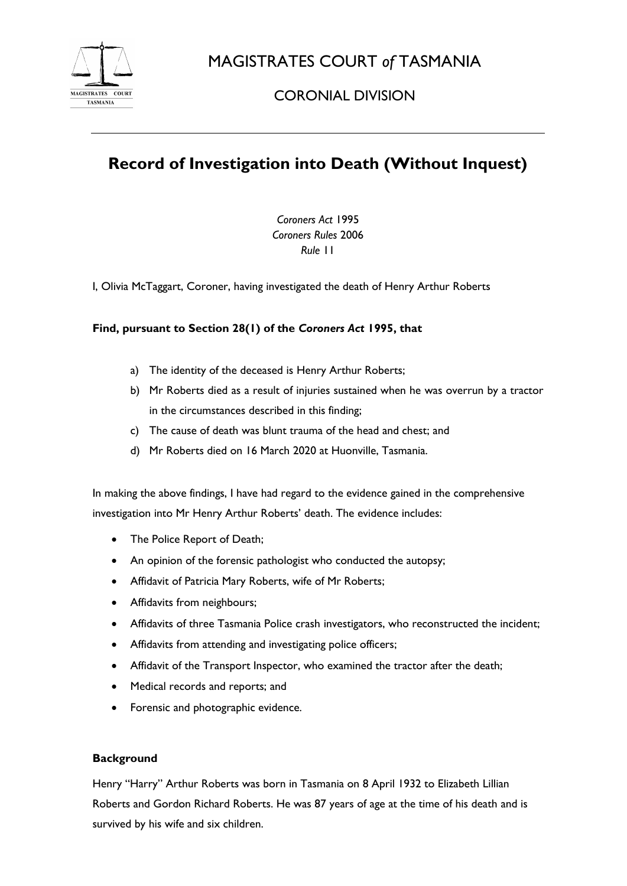# MAGISTRATES COURT *of* TASMANIA

## CORONIAL DIVISION

# Record of Investigation into Death (Without Inquest)

*Coroners Act* 1995
*Coroners Rules* 2006
*Rule* 11

I, Olivia McTaggart, Coroner, having investigated the death of Henry Arthur Roberts

**Find, pursuant to Section 28(1) of the *Coroners Act* 1995, that**

a) The identity of the deceased is Henry Arthur Roberts;
b) Mr Roberts died as a result of injuries sustained when he was overrun by a tractor in the circumstances described in this finding;
c) The cause of death was blunt trauma of the head and chest; and
d) Mr Roberts died on 16 March 2020 at Huonville, Tasmania.

In making the above findings, I have had regard to the evidence gained in the comprehensive investigation into Mr Henry Arthur Roberts' death. The evidence includes:

- The Police Report of Death;
- An opinion of the forensic pathologist who conducted the autopsy;
- Affidavit of Patricia Mary Roberts, wife of Mr Roberts;
- Affidavits from neighbours;
- Affidavits of three Tasmania Police crash investigators, who reconstructed the incident;
- Affidavits from attending and investigating police officers;
- Affidavit of the Transport Inspector, who examined the tractor after the death;
- Medical records and reports; and
- Forensic and photographic evidence.

**Background**

Henry "Harry" Arthur Roberts was born in Tasmania on 8 April 1932 to Elizabeth Lillian Roberts and Gordon Richard Roberts. He was 87 years of age at the time of his death and is survived by his wife and six children.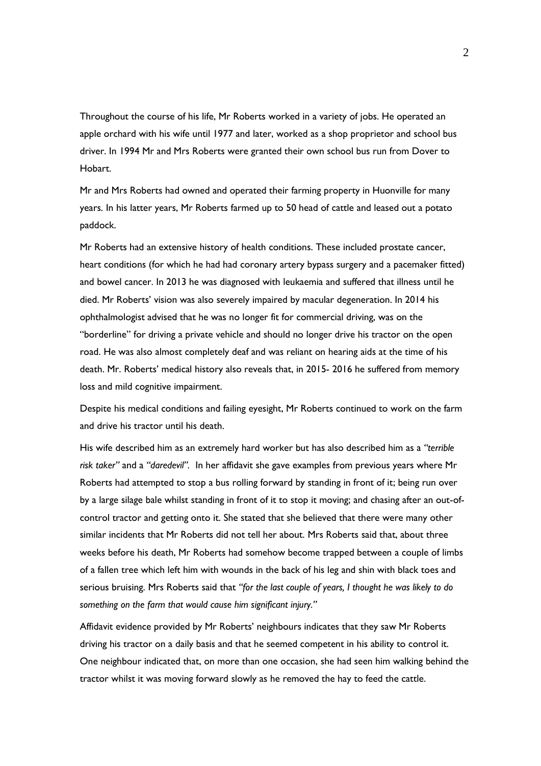Throughout the course of his life, Mr Roberts worked in a variety of jobs. He operated an apple orchard with his wife until 1977 and later, worked as a shop proprietor and school bus driver. In 1994 Mr and Mrs Roberts were granted their own school bus run from Dover to Hobart.

Mr and Mrs Roberts had owned and operated their farming property in Huonville for many years. In his latter years, Mr Roberts farmed up to 50 head of cattle and leased out a potato paddock.

Mr Roberts had an extensive history of health conditions. These included prostate cancer, heart conditions (for which he had had coronary artery bypass surgery and a pacemaker fitted) and bowel cancer. In 2013 he was diagnosed with leukaemia and suffered that illness until he died. Mr Roberts' vision was also severely impaired by macular degeneration. In 2014 his ophthalmologist advised that he was no longer fit for commercial driving, was on the "borderline" for driving a private vehicle and should no longer drive his tractor on the open road. He was also almost completely deaf and was reliant on hearing aids at the time of his death. Mr. Roberts' medical history also reveals that, in 2015- 2016 he suffered from memory loss and mild cognitive impairment.

Despite his medical conditions and failing eyesight, Mr Roberts continued to work on the farm and drive his tractor until his death.

His wife described him as an extremely hard worker but has also described him as a *"terrible risk taker"* and a *"daredevil"*. In her affidavit she gave examples from previous years where Mr Roberts had attempted to stop a bus rolling forward by standing in front of it; being run over by a large silage bale whilst standing in front of it to stop it moving; and chasing after an out-of-control tractor and getting onto it. She stated that she believed that there were many other similar incidents that Mr Roberts did not tell her about. Mrs Roberts said that, about three weeks before his death, Mr Roberts had somehow become trapped between a couple of limbs of a fallen tree which left him with wounds in the back of his leg and shin with black toes and serious bruising. Mrs Roberts said that *"for the last couple of years, I thought he was likely to do something on the farm that would cause him significant injury."*

Affidavit evidence provided by Mr Roberts' neighbours indicates that they saw Mr Roberts driving his tractor on a daily basis and that he seemed competent in his ability to control it. One neighbour indicated that, on more than one occasion, she had seen him walking behind the tractor whilst it was moving forward slowly as he removed the hay to feed the cattle.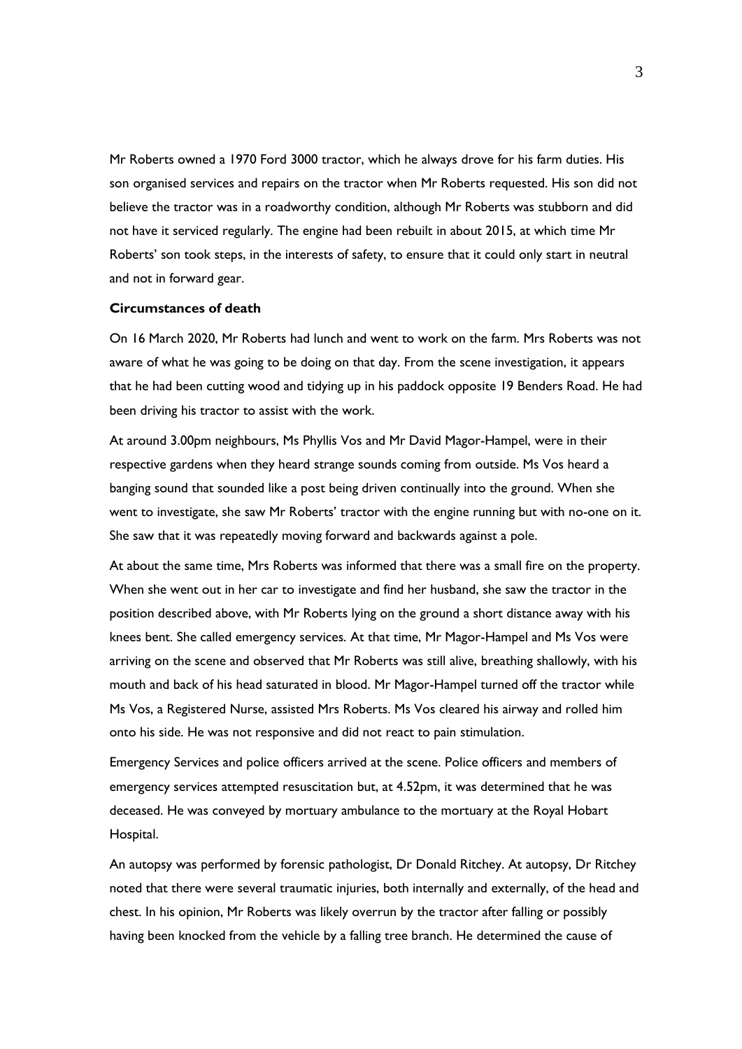Mr Roberts owned a 1970 Ford 3000 tractor, which he always drove for his farm duties. His son organised services and repairs on the tractor when Mr Roberts requested. His son did not believe the tractor was in a roadworthy condition, although Mr Roberts was stubborn and did not have it serviced regularly. The engine had been rebuilt in about 2015, at which time Mr Roberts' son took steps, in the interests of safety, to ensure that it could only start in neutral and not in forward gear.

**Circumstances of death**

On 16 March 2020, Mr Roberts had lunch and went to work on the farm. Mrs Roberts was not aware of what he was going to be doing on that day. From the scene investigation, it appears that he had been cutting wood and tidying up in his paddock opposite 19 Benders Road. He had been driving his tractor to assist with the work.

At around 3.00pm neighbours, Ms Phyllis Vos and Mr David Magor-Hampel, were in their respective gardens when they heard strange sounds coming from outside. Ms Vos heard a banging sound that sounded like a post being driven continually into the ground. When she went to investigate, she saw Mr Roberts' tractor with the engine running but with no-one on it. She saw that it was repeatedly moving forward and backwards against a pole.

At about the same time, Mrs Roberts was informed that there was a small fire on the property. When she went out in her car to investigate and find her husband, she saw the tractor in the position described above, with Mr Roberts lying on the ground a short distance away with his knees bent. She called emergency services. At that time, Mr Magor-Hampel and Ms Vos were arriving on the scene and observed that Mr Roberts was still alive, breathing shallowly, with his mouth and back of his head saturated in blood. Mr Magor-Hampel turned off the tractor while Ms Vos, a Registered Nurse, assisted Mrs Roberts. Ms Vos cleared his airway and rolled him onto his side. He was not responsive and did not react to pain stimulation.

Emergency Services and police officers arrived at the scene. Police officers and members of emergency services attempted resuscitation but, at 4.52pm, it was determined that he was deceased. He was conveyed by mortuary ambulance to the mortuary at the Royal Hobart Hospital.

An autopsy was performed by forensic pathologist, Dr Donald Ritchey. At autopsy, Dr Ritchey noted that there were several traumatic injuries, both internally and externally, of the head and chest. In his opinion, Mr Roberts was likely overrun by the tractor after falling or possibly having been knocked from the vehicle by a falling tree branch. He determined the cause of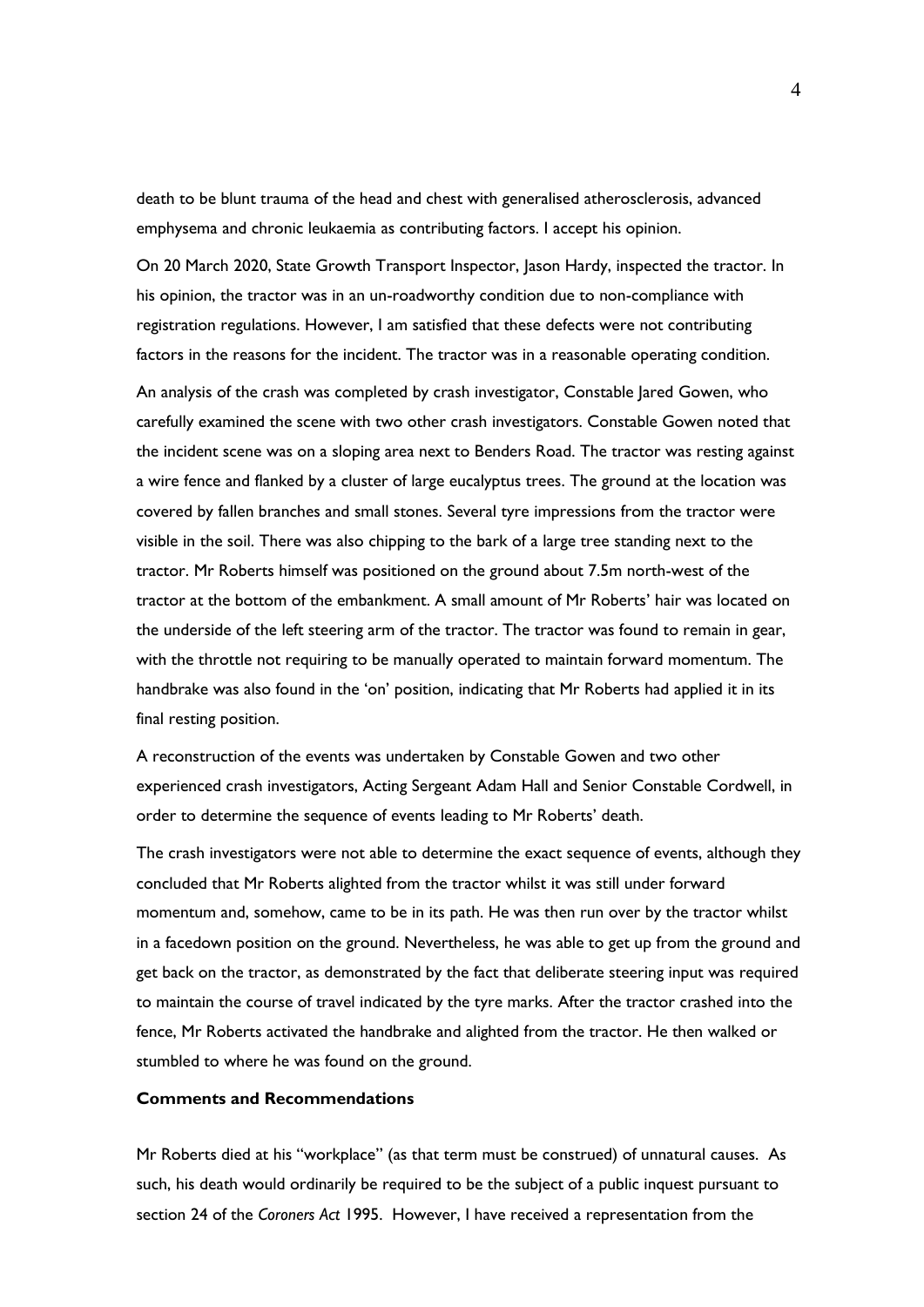death to be blunt trauma of the head and chest with generalised atherosclerosis, advanced emphysema and chronic leukaemia as contributing factors. I accept his opinion.

On 20 March 2020, State Growth Transport Inspector, Jason Hardy, inspected the tractor. In his opinion, the tractor was in an un-roadworthy condition due to non-compliance with registration regulations. However, I am satisfied that these defects were not contributing factors in the reasons for the incident. The tractor was in a reasonable operating condition.

An analysis of the crash was completed by crash investigator, Constable Jared Gowen, who carefully examined the scene with two other crash investigators. Constable Gowen noted that the incident scene was on a sloping area next to Benders Road. The tractor was resting against a wire fence and flanked by a cluster of large eucalyptus trees. The ground at the location was covered by fallen branches and small stones. Several tyre impressions from the tractor were visible in the soil. There was also chipping to the bark of a large tree standing next to the tractor. Mr Roberts himself was positioned on the ground about 7.5m north-west of the tractor at the bottom of the embankment. A small amount of Mr Roberts' hair was located on the underside of the left steering arm of the tractor. The tractor was found to remain in gear, with the throttle not requiring to be manually operated to maintain forward momentum. The handbrake was also found in the 'on' position, indicating that Mr Roberts had applied it in its final resting position.

A reconstruction of the events was undertaken by Constable Gowen and two other experienced crash investigators, Acting Sergeant Adam Hall and Senior Constable Cordwell, in order to determine the sequence of events leading to Mr Roberts' death.

The crash investigators were not able to determine the exact sequence of events, although they concluded that Mr Roberts alighted from the tractor whilst it was still under forward momentum and, somehow, came to be in its path. He was then run over by the tractor whilst in a facedown position on the ground. Nevertheless, he was able to get up from the ground and get back on the tractor, as demonstrated by the fact that deliberate steering input was required to maintain the course of travel indicated by the tyre marks. After the tractor crashed into the fence, Mr Roberts activated the handbrake and alighted from the tractor. He then walked or stumbled to where he was found on the ground.

## Comments and Recommendations

Mr Roberts died at his "workplace" (as that term must be construed) of unnatural causes. As such, his death would ordinarily be required to be the subject of a public inquest pursuant to section 24 of the *Coroners Act* 1995. However, I have received a representation from the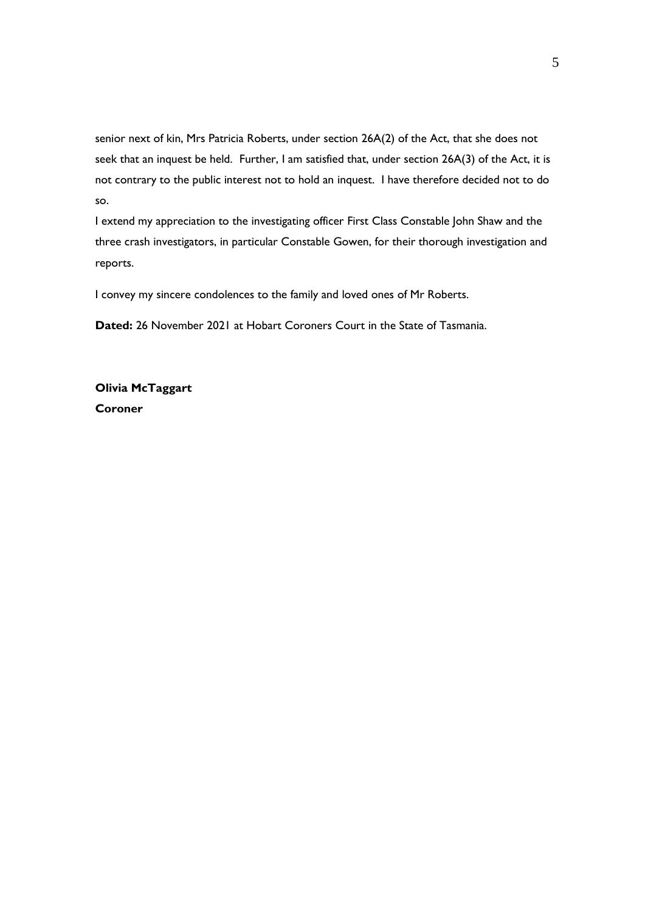senior next of kin, Mrs Patricia Roberts, under section 26A(2) of the Act, that she does not seek that an inquest be held. Further, I am satisfied that, under section 26A(3) of the Act, it is not contrary to the public interest not to hold an inquest. I have therefore decided not to do so.

I extend my appreciation to the investigating officer First Class Constable John Shaw and the three crash investigators, in particular Constable Gowen, for their thorough investigation and reports.

I convey my sincere condolences to the family and loved ones of Mr Roberts.

**Dated:** 26 November 2021 at Hobart Coroners Court in the State of Tasmania.

**Olivia McTaggart**
**Coroner**